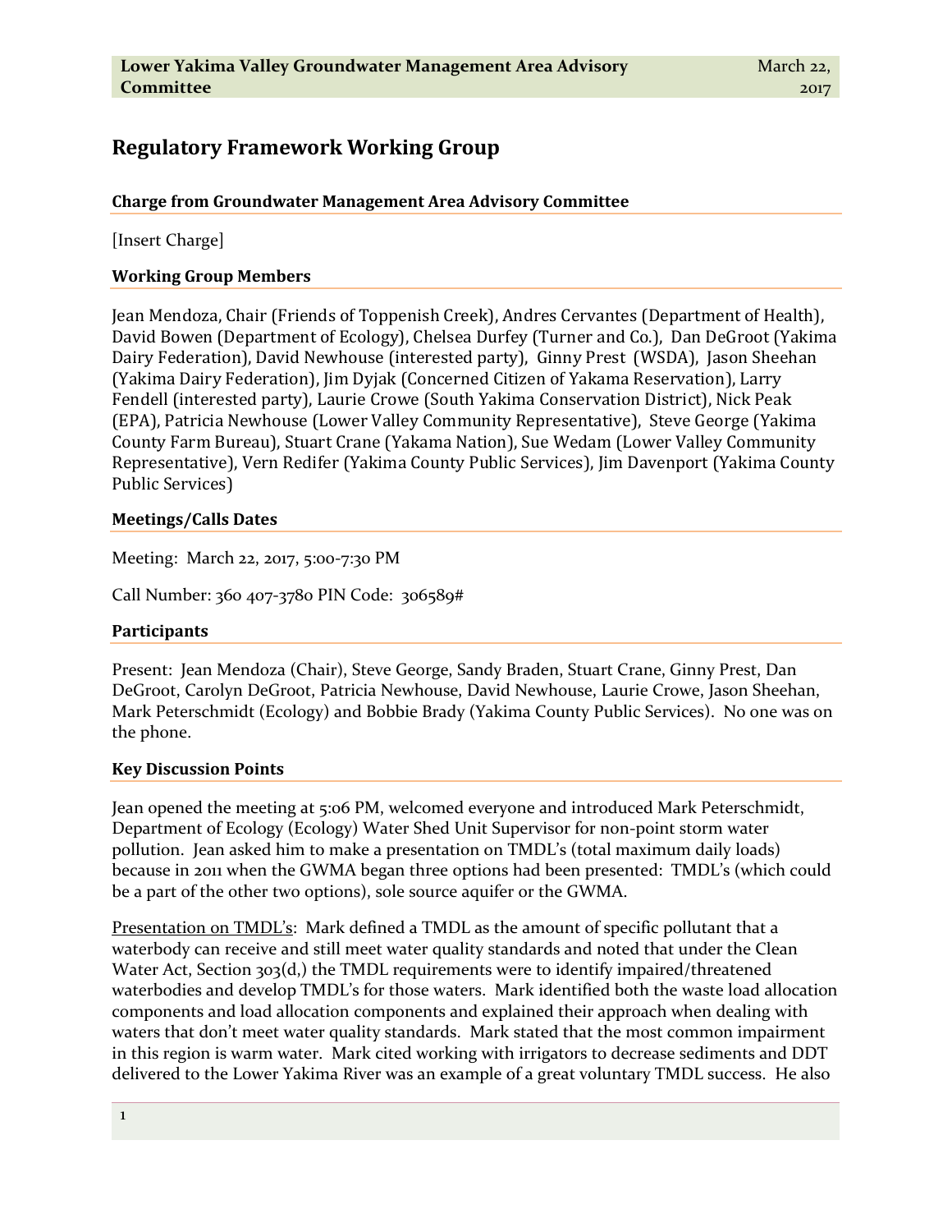# Regulatory Framework Working Group

**Charge from Groundwater Management Area Advisory Committee**

[Insert Charge]

**Working Group Members**

Jean Mendoza, Chair (Friends of Toppenish Creek), Andres Cervantes (Department of Health), David Bowen (Department of Ecology), Chelsea Durfey (Turner and Co.), Dan DeGroot (Yakima Dairy Federation), David Newhouse (interested party), Ginny Prest (WSDA), Jason Sheehan (Yakima Dairy Federation), Jim Dyjak (Concerned Citizen of Yakama Reservation), Larry Fendell (interested party), Laurie Crowe (South Yakima Conservation District), Nick Peak (EPA), Patricia Newhouse (Lower Valley Community Representative), Steve George (Yakima County Farm Bureau), Stuart Crane (Yakama Nation), Sue Wedam (Lower Valley Community Representative), Vern Redifer (Yakima County Public Services), Jim Davenport (Yakima County Public Services)

**Meetings/Calls Dates**

Meeting: March 22, 2017, 5:00-7:30 PM

Call Number: 360 407-3780 PIN Code: 306589#

**Participants**

Present: Jean Mendoza (Chair), Steve George, Sandy Braden, Stuart Crane, Ginny Prest, Dan DeGroot, Carolyn DeGroot, Patricia Newhouse, David Newhouse, Laurie Crowe, Jason Sheehan, Mark Peterschmidt (Ecology) and Bobbie Brady (Yakima County Public Services). No one was on the phone.

**Key Discussion Points**

Jean opened the meeting at 5:06 PM, welcomed everyone and introduced Mark Peterschmidt, Department of Ecology (Ecology) Water Shed Unit Supervisor for non-point storm water pollution. Jean asked him to make a presentation on TMDL's (total maximum daily loads) because in 2011 when the GWMA began three options had been presented: TMDL's (which could be a part of the other two options), sole source aquifer or the GWMA.

Presentation on TMDL's: Mark defined a TMDL as the amount of specific pollutant that a waterbody can receive and still meet water quality standards and noted that under the Clean Water Act, Section 303(d,) the TMDL requirements were to identify impaired/threatened waterbodies and develop TMDL's for those waters. Mark identified both the waste load allocation components and load allocation components and explained their approach when dealing with waters that don't meet water quality standards. Mark stated that the most common impairment in this region is warm water. Mark cited working with irrigators to decrease sediments and DDT delivered to the Lower Yakima River was an example of a great voluntary TMDL success. He also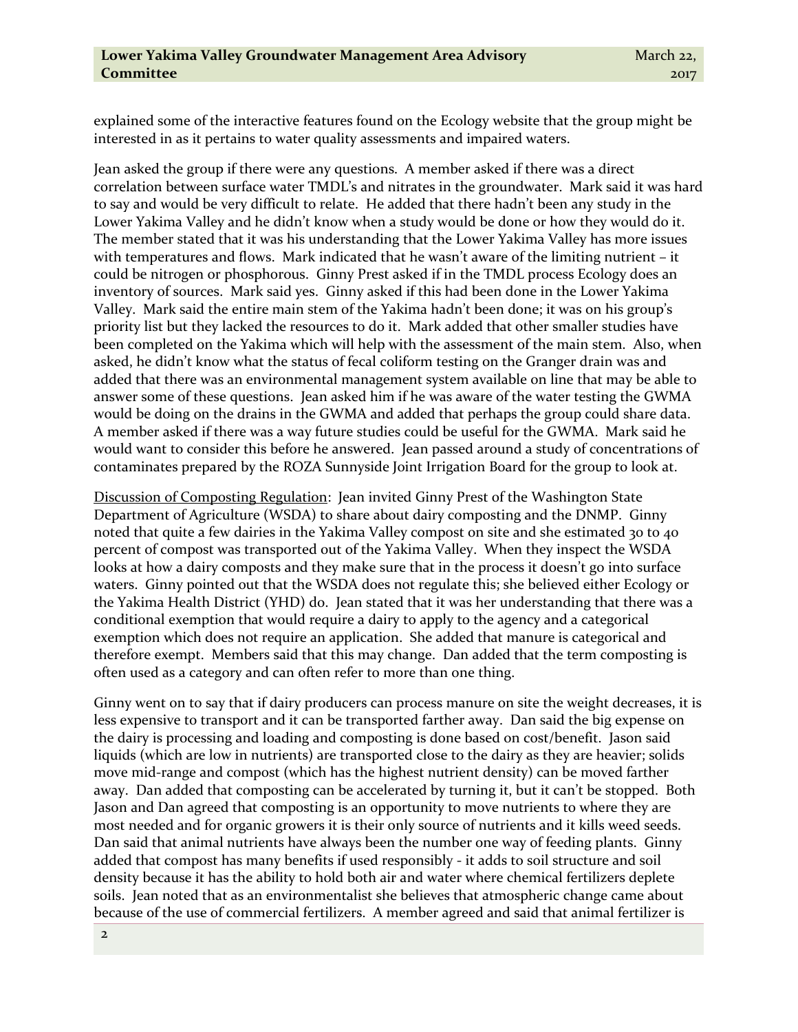explained some of the interactive features found on the Ecology website that the group might be interested in as it pertains to water quality assessments and impaired waters.

Jean asked the group if there were any questions. A member asked if there was a direct correlation between surface water TMDL's and nitrates in the groundwater. Mark said it was hard to say and would be very difficult to relate. He added that there hadn't been any study in the Lower Yakima Valley and he didn't know when a study would be done or how they would do it. The member stated that it was his understanding that the Lower Yakima Valley has more issues with temperatures and flows. Mark indicated that he wasn't aware of the limiting nutrient – it could be nitrogen or phosphorous. Ginny Prest asked if in the TMDL process Ecology does an inventory of sources. Mark said yes. Ginny asked if this had been done in the Lower Yakima Valley. Mark said the entire main stem of the Yakima hadn't been done; it was on his group's priority list but they lacked the resources to do it. Mark added that other smaller studies have been completed on the Yakima which will help with the assessment of the main stem. Also, when asked, he didn't know what the status of fecal coliform testing on the Granger drain was and added that there was an environmental management system available on line that may be able to answer some of these questions. Jean asked him if he was aware of the water testing the GWMA would be doing on the drains in the GWMA and added that perhaps the group could share data. A member asked if there was a way future studies could be useful for the GWMA. Mark said he would want to consider this before he answered. Jean passed around a study of concentrations of contaminates prepared by the ROZA Sunnyside Joint Irrigation Board for the group to look at.

Discussion of Composting Regulation: Jean invited Ginny Prest of the Washington State Department of Agriculture (WSDA) to share about dairy composting and the DNMP. Ginny noted that quite a few dairies in the Yakima Valley compost on site and she estimated 30 to 40 percent of compost was transported out of the Yakima Valley. When they inspect the WSDA looks at how a dairy composts and they make sure that in the process it doesn't go into surface waters. Ginny pointed out that the WSDA does not regulate this; she believed either Ecology or the Yakima Health District (YHD) do. Jean stated that it was her understanding that there was a conditional exemption that would require a dairy to apply to the agency and a categorical exemption which does not require an application. She added that manure is categorical and therefore exempt. Members said that this may change. Dan added that the term composting is often used as a category and can often refer to more than one thing.

Ginny went on to say that if dairy producers can process manure on site the weight decreases, it is less expensive to transport and it can be transported farther away. Dan said the big expense on the dairy is processing and loading and composting is done based on cost/benefit. Jason said liquids (which are low in nutrients) are transported close to the dairy as they are heavier; solids move mid-range and compost (which has the highest nutrient density) can be moved farther away. Dan added that composting can be accelerated by turning it, but it can't be stopped. Both Jason and Dan agreed that composting is an opportunity to move nutrients to where they are most needed and for organic growers it is their only source of nutrients and it kills weed seeds. Dan said that animal nutrients have always been the number one way of feeding plants. Ginny added that compost has many benefits if used responsibly - it adds to soil structure and soil density because it has the ability to hold both air and water where chemical fertilizers deplete soils. Jean noted that as an environmentalist she believes that atmospheric change came about because of the use of commercial fertilizers. A member agreed and said that animal fertilizer is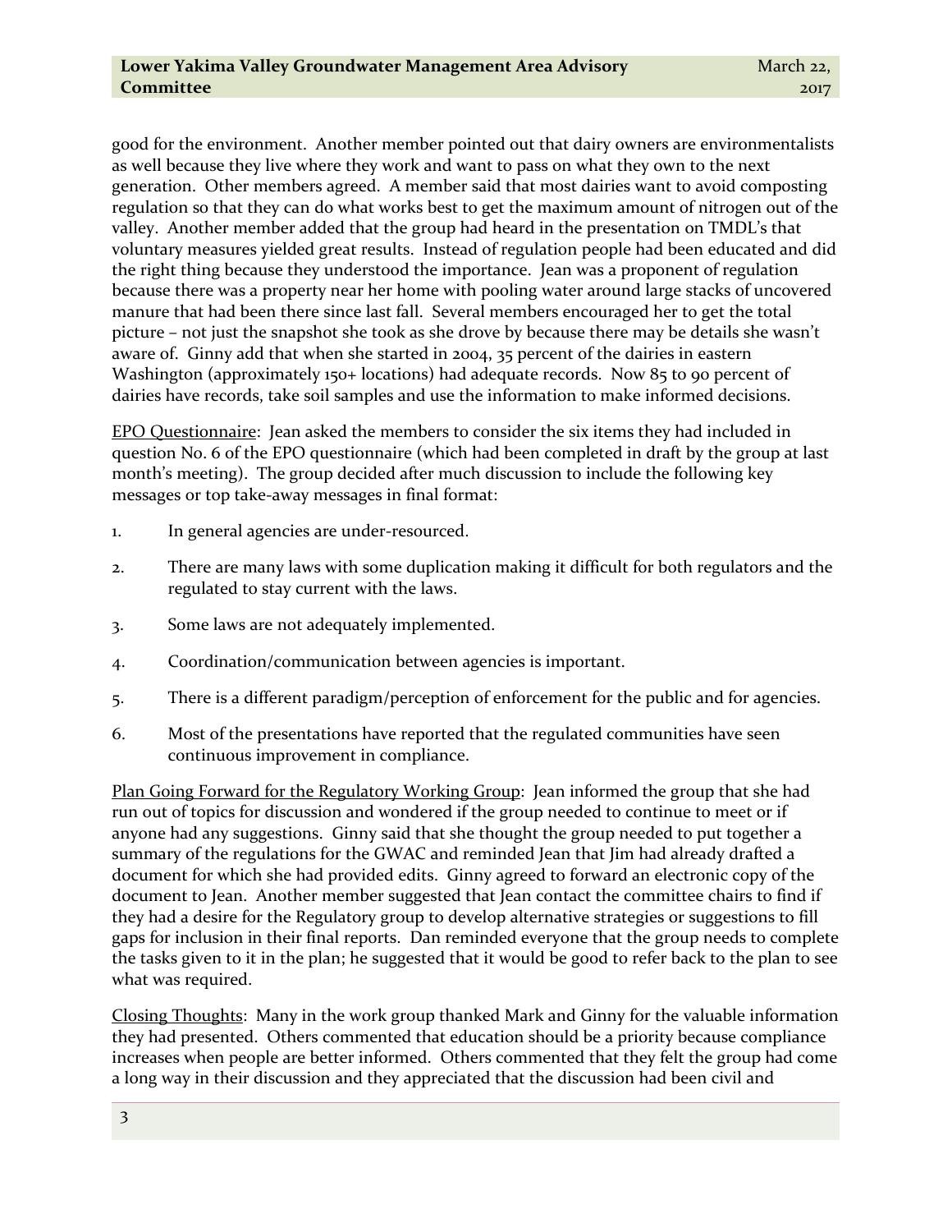good for the environment. Another member pointed out that dairy owners are environmentalists as well because they live where they work and want to pass on what they own to the next generation. Other members agreed. A member said that most dairies want to avoid composting regulation so that they can do what works best to get the maximum amount of nitrogen out of the valley. Another member added that the group had heard in the presentation on TMDL's that voluntary measures yielded great results. Instead of regulation people had been educated and did the right thing because they understood the importance. Jean was a proponent of regulation because there was a property near her home with pooling water around large stacks of uncovered manure that had been there since last fall. Several members encouraged her to get the total picture – not just the snapshot she took as she drove by because there may be details she wasn't aware of. Ginny add that when she started in 2004, 35 percent of the dairies in eastern Washington (approximately 150+ locations) had adequate records. Now 85 to 90 percent of dairies have records, take soil samples and use the information to make informed decisions.

EPO Questionnaire: Jean asked the members to consider the six items they had included in question No. 6 of the EPO questionnaire (which had been completed in draft by the group at last month's meeting). The group decided after much discussion to include the following key messages or top take-away messages in final format:

1. In general agencies are under-resourced.
2. There are many laws with some duplication making it difficult for both regulators and the regulated to stay current with the laws.
3. Some laws are not adequately implemented.
4. Coordination/communication between agencies is important.
5. There is a different paradigm/perception of enforcement for the public and for agencies.
6. Most of the presentations have reported that the regulated communities have seen continuous improvement in compliance.

Plan Going Forward for the Regulatory Working Group: Jean informed the group that she had run out of topics for discussion and wondered if the group needed to continue to meet or if anyone had any suggestions. Ginny said that she thought the group needed to put together a summary of the regulations for the GWAC and reminded Jean that Jim had already drafted a document for which she had provided edits. Ginny agreed to forward an electronic copy of the document to Jean. Another member suggested that Jean contact the committee chairs to find if they had a desire for the Regulatory group to develop alternative strategies or suggestions to fill gaps for inclusion in their final reports. Dan reminded everyone that the group needs to complete the tasks given to it in the plan; he suggested that it would be good to refer back to the plan to see what was required.

Closing Thoughts: Many in the work group thanked Mark and Ginny for the valuable information they had presented. Others commented that education should be a priority because compliance increases when people are better informed. Others commented that they felt the group had come a long way in their discussion and they appreciated that the discussion had been civil and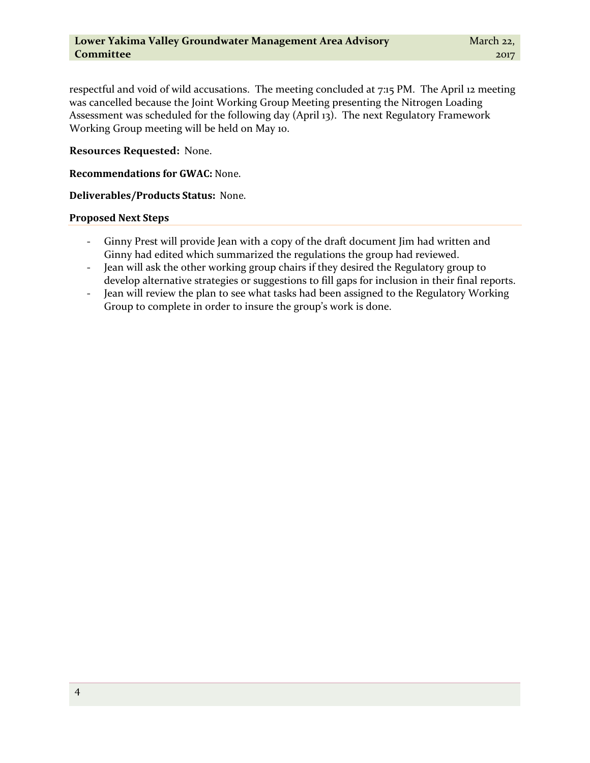respectful and void of wild accusations. The meeting concluded at 7:15 PM. The April 12 meeting was cancelled because the Joint Working Group Meeting presenting the Nitrogen Loading Assessment was scheduled for the following day (April 13). The next Regulatory Framework Working Group meeting will be held on May 10.

**Resources Requested:** None.

**Recommendations for GWAC:** None.

**Deliverables/Products Status:** None.

**Proposed Next Steps**

- Ginny Prest will provide Jean with a copy of the draft document Jim had written and Ginny had edited which summarized the regulations the group had reviewed.
- Jean will ask the other working group chairs if they desired the Regulatory group to develop alternative strategies or suggestions to fill gaps for inclusion in their final reports.
- Jean will review the plan to see what tasks had been assigned to the Regulatory Working Group to complete in order to insure the group's work is done.